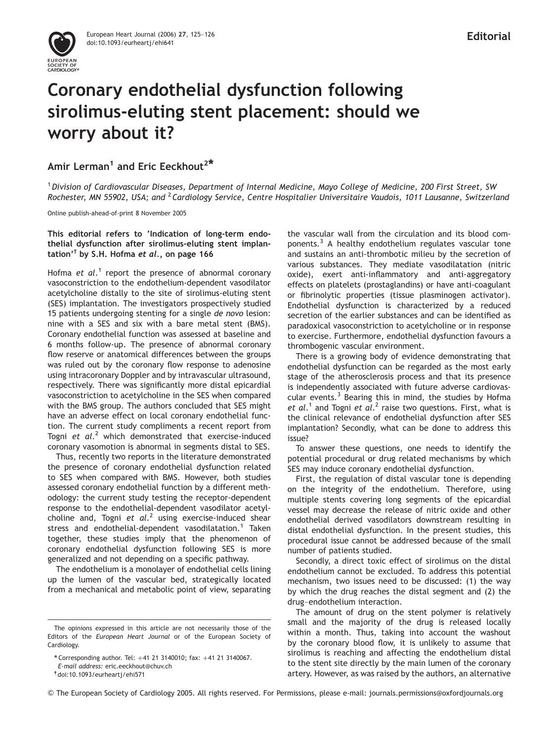Editorial

# Coronary endothelial dysfunction following sirolimus-eluting stent placement: should we worry about it?

**Amir Lerman[1] and Eric Eeckhout[2]***

[1] *Division of Cardiovascular Diseases, Department of Internal Medicine, Mayo College of Medicine, 200 First Street, SW Rochester, MN 55902, USA; and* [2] *Cardiology Service, Centre Hospitalier Universitaire Vaudois, 1011 Lausanne, Switzerland*

Online publish-ahead-of-print 8 November 2005

**This editorial refers to 'Indication of long-term endothelial dysfunction after sirolimus-eluting stent implantation'† by S.H. Hofma *et al.*, on page 166**

Hofma *et al.*[1] report the presence of abnormal coronary vasoconstriction to the endothelium-dependent vasodilator acetylcholine distally to the site of sirolimus-eluting stent (SES) implantation. The investigators prospectively studied 15 patients undergoing stenting for a single *de novo* lesion: nine with a SES and six with a bare metal stent (BMS). Coronary endothelial function was assessed at baseline and 6 months follow-up. The presence of abnormal coronary flow reserve or anatomical differences between the groups was ruled out by the coronary flow response to adenosine using intracoronary Doppler and by intravascular ultrasound, respectively. There was significantly more distal epicardial vasoconstriction to acetylcholine in the SES when compared with the BMS group. The authors concluded that SES might have an adverse effect on local coronary endothelial function. The current study compliments a recent report from Togni *et al.*[2] which demonstrated that exercise-induced coronary vasomotion is abnormal in segments distal to SES.

Thus, recently two reports in the literature demonstrated the presence of coronary endothelial dysfunction related to SES when compared with BMS. However, both studies assessed coronary endothelial function by a different methodology: the current study testing the receptor-dependent response to the endothelial-dependent vasodilator acetylcholine and, Togni *et al.*[2] using exercise-induced shear stress and endothelial-dependent vasodilatation.[1] Taken together, these studies imply that the phenomenon of coronary endothelial dysfunction following SES is more generalized and not depending on a specific pathway.

The endothelium is a monolayer of endothelial cells lining up the lumen of the vascular bed, strategically located from a mechanical and metabolic point of view, separating the vascular wall from the circulation and its blood components.[3] A healthy endothelium regulates vascular tone and sustains an anti-thrombotic milieu by the secretion of various substances. They mediate vasodilatation (nitric oxide), exert anti-inflammatory and anti-aggregatory effects on platelets (prostaglandins) or have anti-coagulant or fibrinolytic properties (tissue plasminogen activator). Endothelial dysfunction is characterized by a reduced secretion of the earlier substances and can be identified as paradoxical vasoconstriction to acetylcholine or in response to exercise. Furthermore, endothelial dysfunction favours a thrombogenic vascular environment.

There is a growing body of evidence demonstrating that endothelial dysfunction can be regarded as the most early stage of the atherosclerosis process and that its presence is independently associated with future adverse cardiovascular events.[3] Bearing this in mind, the studies by Hofma *et al.*[1] and Togni *et al.*[2] raise two questions. First, what is the clinical relevance of endothelial dysfunction after SES implantation? Secondly, what can be done to address this issue?

To answer these questions, one needs to identify the potential procedural or drug related mechanisms by which SES may induce coronary endothelial dysfunction.

First, the regulation of distal vascular tone is depending on the integrity of the endothelium. Therefore, using multiple stents covering long segments of the epicardial vessel may decrease the release of nitric oxide and other endothelial derived vasodilators downstream resulting in distal endothelial dysfunction. In the present studies, this procedural issue cannot be addressed because of the small number of patients studied.

Secondly, a direct toxic effect of sirolimus on the distal endothelium cannot be excluded. To address this potential mechanism, two issues need to be discussed: (1) the way by which the drug reaches the distal segment and (2) the drug–endothelium interaction.

The amount of drug on the stent polymer is relatively small and the majority of the drug is released locally within a month. Thus, taking into account the washout by the coronary blood flow, it is unlikely to assume that sirolimus is reaching and affecting the endothelium distal to the stent site directly by the main lumen of the coronary artery. However, as was raised by the authors, an alternative

The opinions expressed in this article are not necessarily those of the Editors of the *European Heart Journal* or of the European Society of Cardiology.

* Corresponding author. Tel: +41 21 3140010; fax: +41 21 3140067. *E-mail address:* eric.eeckhout@chuv.ch

† doi:10.1093/eurheartj/ehi571

© The European Society of Cardiology 2005. All rights reserved. For Permissions, please e-mail: journals.permissions@oxfordjournals.org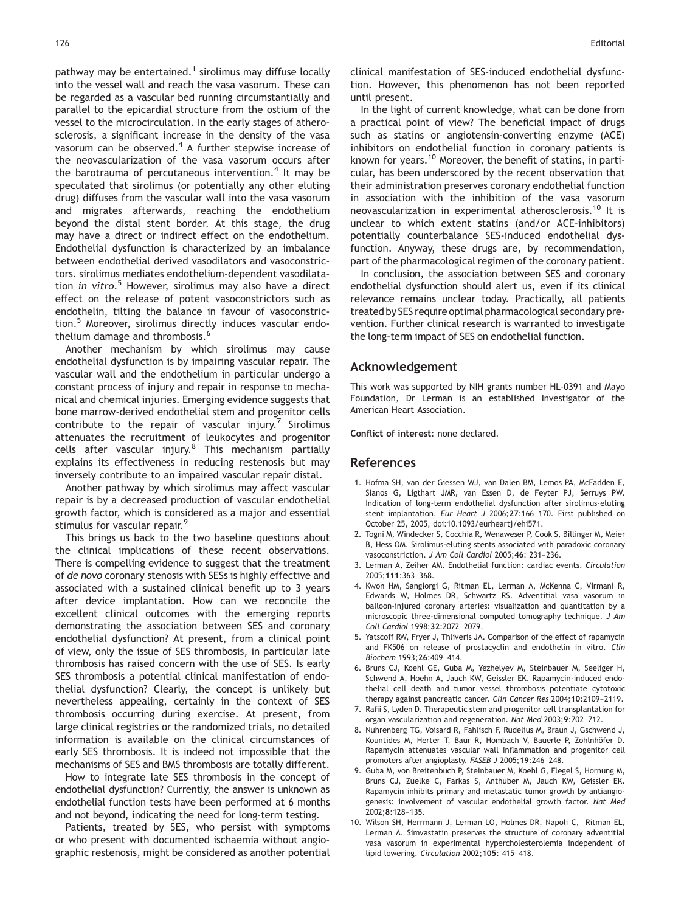pathway may be entertained.[1] sirolimus may diffuse locally into the vessel wall and reach the vasa vasorum. These can be regarded as a vascular bed running circumstantially and parallel to the epicardial structure from the ostium of the vessel to the microcirculation. In the early stages of atherosclerosis, a significant increase in the density of the vasa vasorum can be observed.[4] A further stepwise increase of the neovascularization of the vasa vasorum occurs after the barotrauma of percutaneous intervention.[4] It may be speculated that sirolimus (or potentially any other eluting drug) diffuses from the vascular wall into the vasa vasorum and migrates afterwards, reaching the endothelium beyond the distal stent border. At this stage, the drug may have a direct or indirect effect on the endothelium. Endothelial dysfunction is characterized by an imbalance between endothelial derived vasodilators and vasoconstrictors. sirolimus mediates endothelium-dependent vasodilatation *in vitro*.[5] However, sirolimus may also have a direct effect on the release of potent vasoconstrictors such as endothelin, tilting the balance in favour of vasoconstriction.[5] Moreover, sirolimus directly induces vascular endothelium damage and thrombosis.[6]

Another mechanism by which sirolimus may cause endothelial dysfunction is by impairing vascular repair. The vascular wall and the endothelium in particular undergo a constant process of injury and repair in response to mechanical and chemical injuries. Emerging evidence suggests that bone marrow-derived endothelial stem and progenitor cells contribute to the repair of vascular injury.[7] Sirolimus attenuates the recruitment of leukocytes and progenitor cells after vascular injury.[8] This mechanism partially explains its effectiveness in reducing restenosis but may inversely contribute to an impaired vascular repair distal.

Another pathway by which sirolimus may affect vascular repair is by a decreased production of vascular endothelial growth factor, which is considered as a major and essential stimulus for vascular repair.[9]

This brings us back to the two baseline questions about the clinical implications of these recent observations. There is compelling evidence to suggest that the treatment of *de novo* coronary stenosis with SESs is highly effective and associated with a sustained clinical benefit up to 3 years after device implantation. How can we reconcile the excellent clinical outcomes with the emerging reports demonstrating the association between SES and coronary endothelial dysfunction? At present, from a clinical point of view, only the issue of SES thrombosis, in particular late thrombosis has raised concern with the use of SES. Is early SES thrombosis a potential clinical manifestation of endothelial dysfunction? Clearly, the concept is unlikely but nevertheless appealing, certainly in the context of SES thrombosis occurring during exercise. At present, from large clinical registries or the randomized trials, no detailed information is available on the clinical circumstances of early SES thrombosis. It is indeed not impossible that the mechanisms of SES and BMS thrombosis are totally different.

How to integrate late SES thrombosis in the concept of endothelial dysfunction? Currently, the answer is unknown as endothelial function tests have been performed at 6 months and not beyond, indicating the need for long-term testing.

Patients, treated by SES, who persist with symptoms or who present with documented ischaemia without angiographic restenosis, might be considered as another potential clinical manifestation of SES-induced endothelial dysfunction. However, this phenomenon has not been reported until present.

In the light of current knowledge, what can be done from a practical point of view? The beneficial impact of drugs such as statins or angiotensin-converting enzyme (ACE) inhibitors on endothelial function in coronary patients is known for years.[10] Moreover, the benefit of statins, in particular, has been underscored by the recent observation that their administration preserves coronary endothelial function in association with the inhibition of the vasa vasorum neovascularization in experimental atherosclerosis.[10] It is unclear to which extent statins (and/or ACE-inhibitors) potentially counterbalance SES-induced endothelial dysfunction. Anyway, these drugs are, by recommendation, part of the pharmacological regimen of the coronary patient.

In conclusion, the association between SES and coronary endothelial dysfunction should alert us, even if its clinical relevance remains unclear today. Practically, all patients treated by SES require optimal pharmacological secondary prevention. Further clinical research is warranted to investigate the long-term impact of SES on endothelial function.

## Acknowledgement

This work was supported by NIH grants number HL-0391 and Mayo Foundation, Dr Lerman is an established Investigator of the American Heart Association.

**Conflict of interest**: none declared.

## References

1. Hofma SH, van der Giessen WJ, van Dalen BM, Lemos PA, McFadden E, Sianos G, Ligthart JMR, van Essen D, de Feyter PJ, Serruys PW. Indication of long-term endothelial dysfunction after sirolimus-eluting stent implantation. *Eur Heart J* 2006;**27**:166–170. First published on October 25, 2005, doi:10.1093/eurheartj/ehi571.
2. Togni M, Windecker S, Cocchia R, Wenaweser P, Cook S, Billinger M, Meier B, Hess OM. Sirolimus-eluting stents associated with paradoxic coronary vasoconstriction. *J Am Coll Cardiol* 2005;**46**: 231–236.
3. Lerman A, Zeiher AM. Endothelial function: cardiac events. *Circulation* 2005;**111**:363–368.
4. Kwon HM, Sangiorgi G, Ritman EL, Lerman A, McKenna C, Virmani R, Edwards W, Holmes DR, Schwartz RS. Adventitial vasa vasorum in balloon-injured coronary arteries: visualization and quantitation by a microscopic three-dimensional computed tomography technique. *J Am Coll Cardiol* 1998;**32**:2072–2079.
5. Yatscoff RW, Fryer J, Thliveris JA. Comparison of the effect of rapamycin and FK506 on release of prostacyclin and endothelin in vitro. *Clin Biochem* 1993;**26**:409–414.
6. Bruns CJ, Koehl GE, Guba M, Yezhelyev M, Steinbauer M, Seeliger H, Schwend A, Hoehn A, Jauch KW, Geissler EK. Rapamycin-induced endothelial cell death and tumor vessel thrombosis potentiate cytotoxic therapy against pancreatic cancer. *Clin Cancer Res* 2004;**10**:2109–2119.
7. Rafii S, Lyden D. Therapeutic stem and progenitor cell transplantation for organ vascularization and regeneration. *Nat Med* 2003;**9**:702–712.
8. Nuhrenberg TG, Voisard R, Fahlisch F, Rudelius M, Braun J, Gschwend J, Kountides M, Herter T, Baur R, Hombach V, Bauerle P, Zohlnhöfer D. Rapamycin attenuates vascular wall inflammation and progenitor cell promoters after angioplasty. *FASEB J* 2005;**19**:246–248.
9. Guba M, von Breitenbuch P, Steinbauer M, Koehl G, Flegel S, Hornung M, Bruns CJ, Zuelke C, Farkas S, Anthuber M, Jauch KW, Geissler EK. Rapamycin inhibits primary and metastatic tumor growth by antiangiogenesis: involvement of vascular endothelial growth factor. *Nat Med* 2002;**8**:128–135.
10. Wilson SH, Herrmann J, Lerman LO, Holmes DR, Napoli C, Ritman EL, Lerman A. Simvastatin preserves the structure of coronary adventitial vasa vasorum in experimental hypercholesterolemia independent of lipid lowering. *Circulation* 2002;**105**: 415–418.